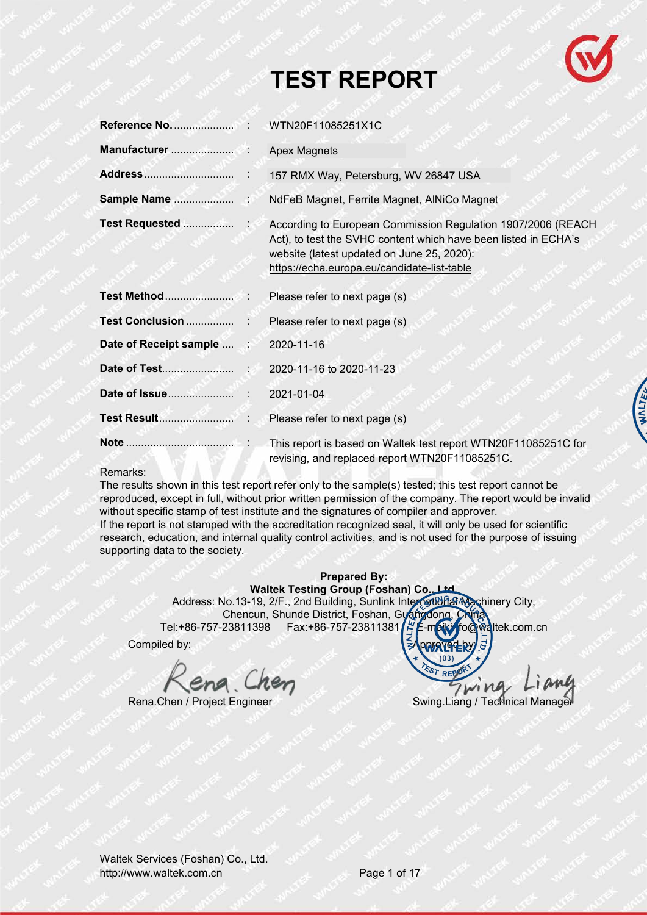# TEST REPORT

| | | |
|---|---|---|
| **Reference No.** | : | WTN20F11085251X1C |
| **Manufacturer** | : | Apex Magnets |
| **Address** | : | 157 RMX Way, Petersburg, WV 26847 USA |
| **Sample Name** | : | NdFeB Magnet, Ferrite Magnet, AlNiCo Magnet |
| **Test Requested** | : | According to European Commission Regulation 1907/2006 (REACH Act), to test the SVHC content which have been listed in ECHA's website (latest updated on June 25, 2020): https://echa.europa.eu/candidate-list-table |
| **Test Method** | : | Please refer to next page (s) |
| **Test Conclusion** | : | Please refer to next page (s) |
| **Date of Receipt sample** | : | 2020-11-16 |
| **Date of Test** | : | 2020-11-16 to 2020-11-23 |
| **Date of Issue** | : | 2021-01-04 |
| **Test Result** | : | Please refer to next page (s) |
| **Note** | : | This report is based on Waltek test report WTN20F11085251C for revising, and replaced report WTN20F11085251C. |

Remarks:
The results shown in this test report refer only to the sample(s) tested; this test report cannot be reproduced, except in full, without prior written permission of the company. The report would be invalid without specific stamp of test institute and the signatures of compiler and approver.
If the report is not stamped with the accreditation recognized seal, it will only be used for scientific research, education, and internal quality control activities, and is not used for the purpose of issuing supporting data to the society.

**Prepared By:**
**Waltek Testing Group (Foshan) Co., Ltd.**
Address: No.13-19, 2/F., 2nd Building, Sunlink International Machinery City, Chencun, Shunde District, Foshan, Guangdong, China
Tel:+86-757-23811398 Fax:+86-757-23811381 E-mail:info@waltek.com.cn

Compiled by: Rena Chen
Rena.Chen / Project Engineer

Approved by: Swing Liang
Swing.Liang / Technical Manager

Waltek Services (Foshan) Co., Ltd.
http://www.waltek.com.cn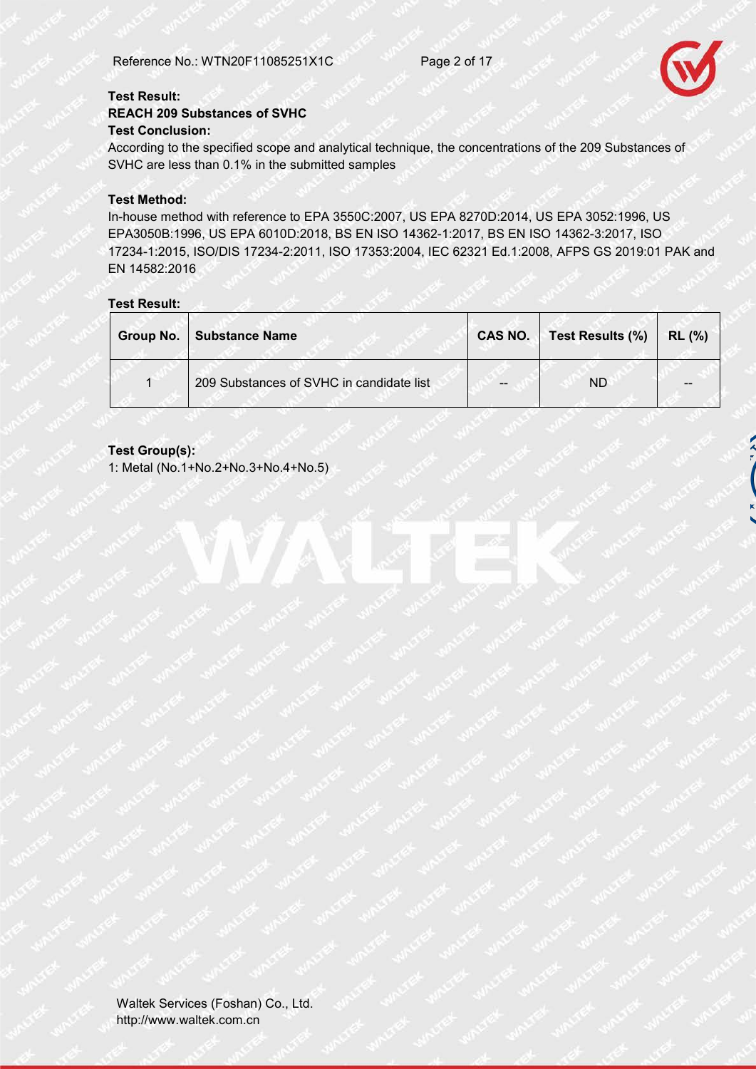**Test Result:**

**REACH 209 Substances of SVHC**

**Test Conclusion:**

According to the specified scope and analytical technique, the concentrations of the 209 Substances of SVHC are less than 0.1% in the submitted samples

**Test Method:**

In-house method with reference to EPA 3550C:2007, US EPA 8270D:2014, US EPA 3052:1996, US EPA3050B:1996, US EPA 6010D:2018, BS EN ISO 14362-1:2017, BS EN ISO 14362-3:2017, ISO 17234-1:2015, ISO/DIS 17234-2:2011, ISO 17353:2004, IEC 62321 Ed.1:2008, AFPS GS 2019:01 PAK and EN 14582:2016

**Test Result:**

| Group No. | Substance Name | CAS NO. | Test Results (%) | RL (%) |
|---|---|---|---|---|
| 1 | 209 Substances of SVHC in candidate list | -- | ND | -- |

**Test Group(s):**

1: Metal (No.1+No.2+No.3+No.4+No.5)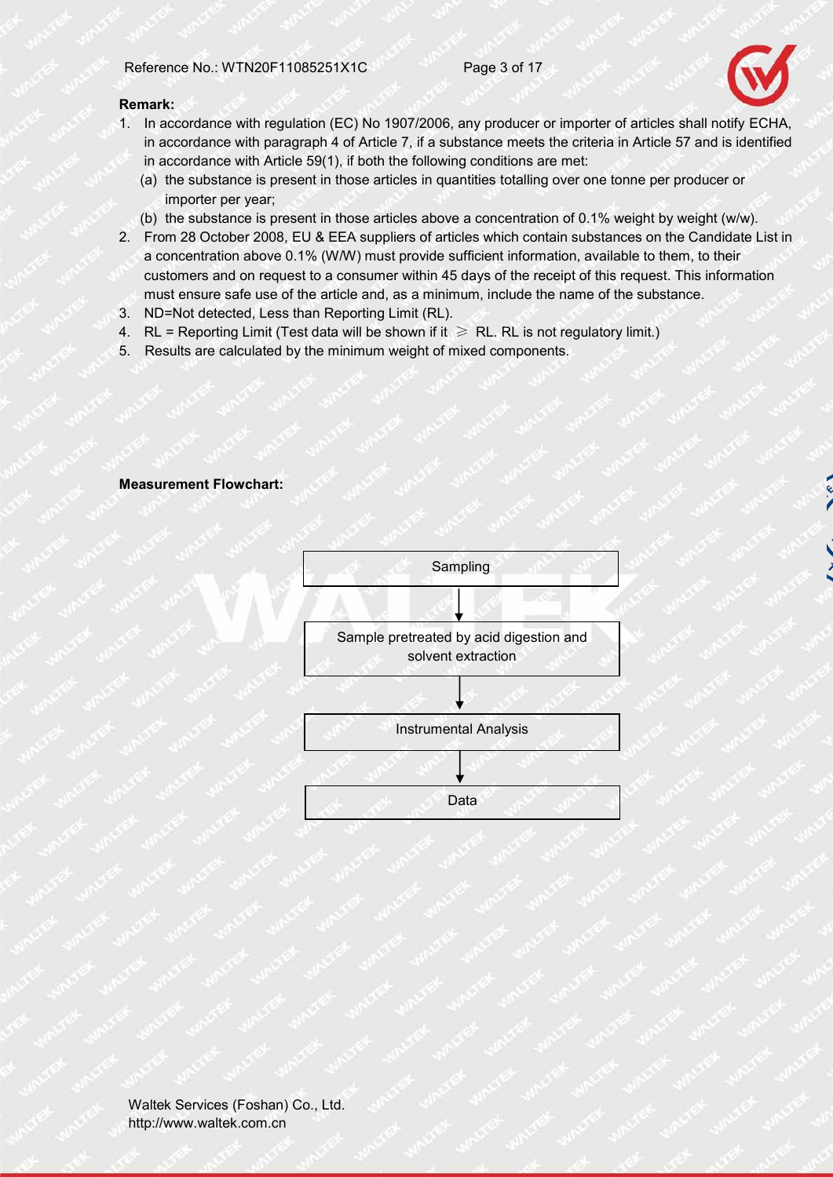**Remark:**

1. In accordance with regulation (EC) No 1907/2006, any producer or importer of articles shall notify ECHA, in accordance with paragraph 4 of Article 7, if a substance meets the criteria in Article 57 and is identified in accordance with Article 59(1), if both the following conditions are met:
   (a) the substance is present in those articles in quantities totalling over one tonne per producer or importer per year;
   (b) the substance is present in those articles above a concentration of 0.1% weight by weight (w/w).
2. From 28 October 2008, EU & EEA suppliers of articles which contain substances on the Candidate List in a concentration above 0.1% (W/W) must provide sufficient information, available to them, to their customers and on request to a consumer within 45 days of the receipt of this request. This information must ensure safe use of the article and, as a minimum, include the name of the substance.
3. ND=Not detected, Less than Reporting Limit (RL).
4. RL = Reporting Limit (Test data will be shown if it ≥ RL. RL is not regulatory limit.)
5. Results are calculated by the minimum weight of mixed components.

**Measurement Flowchart:**

Sampling
↓
Sample pretreated by acid digestion and solvent extraction
↓
Instrumental Analysis
↓
Data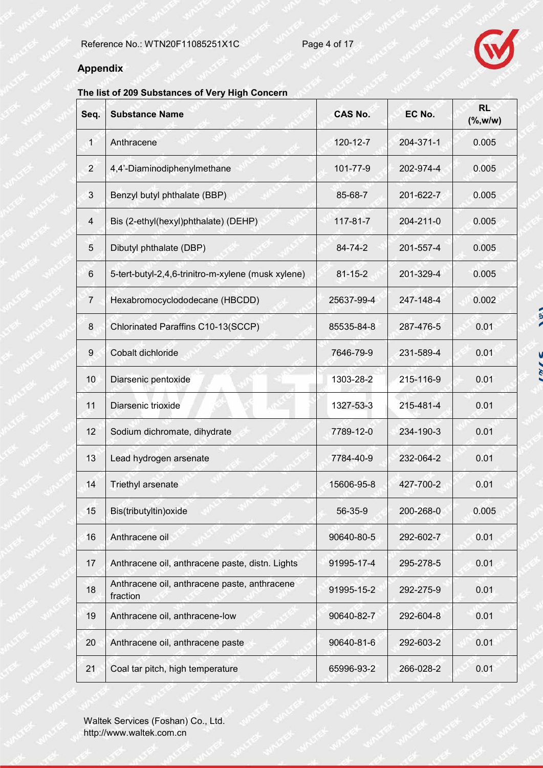## Appendix

**The list of 209 Substances of Very High Concern**

| Seq. | Substance Name | CAS No. | EC No. | RL (%,w/w) |
|---|---|---|---|---|
| 1 | Anthracene | 120-12-7 | 204-371-1 | 0.005 |
| 2 | 4,4'-Diaminodiphenylmethane | 101-77-9 | 202-974-4 | 0.005 |
| 3 | Benzyl butyl phthalate (BBP) | 85-68-7 | 201-622-7 | 0.005 |
| 4 | Bis (2-ethyl(hexyl)phthalate) (DEHP) | 117-81-7 | 204-211-0 | 0.005 |
| 5 | Dibutyl phthalate (DBP) | 84-74-2 | 201-557-4 | 0.005 |
| 6 | 5-tert-butyl-2,4,6-trinitro-m-xylene (musk xylene) | 81-15-2 | 201-329-4 | 0.005 |
| 7 | Hexabromocyclododecane (HBCDD) | 25637-99-4 | 247-148-4 | 0.002 |
| 8 | Chlorinated Paraffins C10-13(SCCP) | 85535-84-8 | 287-476-5 | 0.01 |
| 9 | Cobalt dichloride | 7646-79-9 | 231-589-4 | 0.01 |
| 10 | Diarsenic pentoxide | 1303-28-2 | 215-116-9 | 0.01 |
| 11 | Diarsenic trioxide | 1327-53-3 | 215-481-4 | 0.01 |
| 12 | Sodium dichromate, dihydrate | 7789-12-0 | 234-190-3 | 0.01 |
| 13 | Lead hydrogen arsenate | 7784-40-9 | 232-064-2 | 0.01 |
| 14 | Triethyl arsenate | 15606-95-8 | 427-700-2 | 0.01 |
| 15 | Bis(tributyltin)oxide | 56-35-9 | 200-268-0 | 0.005 |
| 16 | Anthracene oil | 90640-80-5 | 292-602-7 | 0.01 |
| 17 | Anthracene oil, anthracene paste, distn. Lights | 91995-17-4 | 295-278-5 | 0.01 |
| 18 | Anthracene oil, anthracene paste, anthracene fraction | 91995-15-2 | 292-275-9 | 0.01 |
| 19 | Anthracene oil, anthracene-low | 90640-82-7 | 292-604-8 | 0.01 |
| 20 | Anthracene oil, anthracene paste | 90640-81-6 | 292-603-2 | 0.01 |
| 21 | Coal tar pitch, high temperature | 65996-93-2 | 266-028-2 | 0.01 |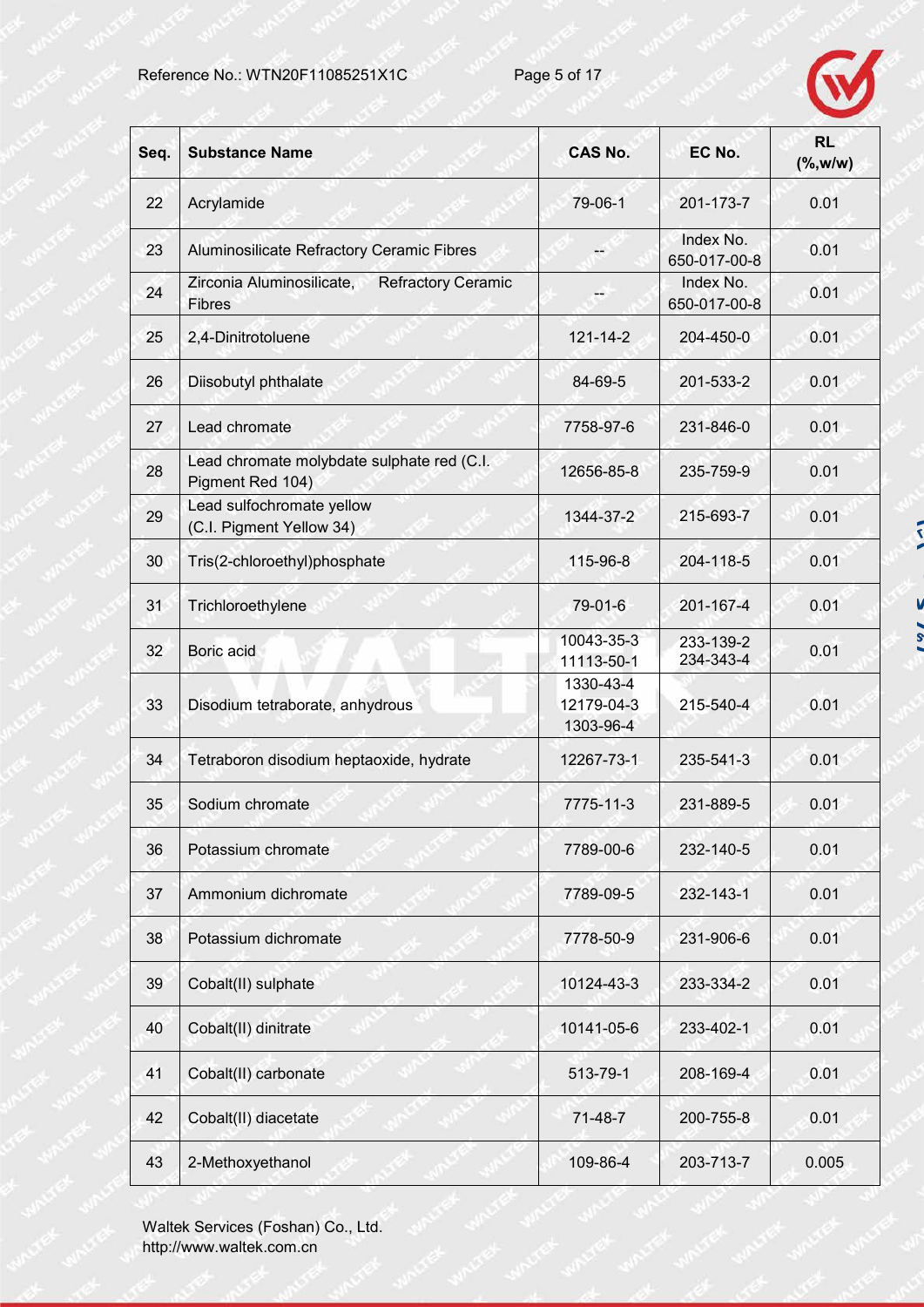| Seq. | Substance Name | CAS No. | EC No. | RL (%,w/w) |
|---|---|---|---|---|
| 22 | Acrylamide | 79-06-1 | 201-173-7 | 0.01 |
| 23 | Aluminosilicate Refractory Ceramic Fibres | -- | Index No. 650-017-00-8 | 0.01 |
| 24 | Zirconia Aluminosilicate, Refractory Ceramic Fibres | -- | Index No. 650-017-00-8 | 0.01 |
| 25 | 2,4-Dinitrotoluene | 121-14-2 | 204-450-0 | 0.01 |
| 26 | Diisobutyl phthalate | 84-69-5 | 201-533-2 | 0.01 |
| 27 | Lead chromate | 7758-97-6 | 231-846-0 | 0.01 |
| 28 | Lead chromate molybdate sulphate red (C.I. Pigment Red 104) | 12656-85-8 | 235-759-9 | 0.01 |
| 29 | Lead sulfochromate yellow (C.I. Pigment Yellow 34) | 1344-37-2 | 215-693-7 | 0.01 |
| 30 | Tris(2-chloroethyl)phosphate | 115-96-8 | 204-118-5 | 0.01 |
| 31 | Trichloroethylene | 79-01-6 | 201-167-4 | 0.01 |
| 32 | Boric acid | 10043-35-3<br>11113-50-1 | 233-139-2<br>234-343-4 | 0.01 |
| 33 | Disodium tetraborate, anhydrous | 1330-43-4<br>12179-04-3<br>1303-96-4 | 215-540-4 | 0.01 |
| 34 | Tetraboron disodium heptaoxide, hydrate | 12267-73-1 | 235-541-3 | 0.01 |
| 35 | Sodium chromate | 7775-11-3 | 231-889-5 | 0.01 |
| 36 | Potassium chromate | 7789-00-6 | 232-140-5 | 0.01 |
| 37 | Ammonium dichromate | 7789-09-5 | 232-143-1 | 0.01 |
| 38 | Potassium dichromate | 7778-50-9 | 231-906-6 | 0.01 |
| 39 | Cobalt(II) sulphate | 10124-43-3 | 233-334-2 | 0.01 |
| 40 | Cobalt(II) dinitrate | 10141-05-6 | 233-402-1 | 0.01 |
| 41 | Cobalt(II) carbonate | 513-79-1 | 208-169-4 | 0.01 |
| 42 | Cobalt(II) diacetate | 71-48-7 | 200-755-8 | 0.01 |
| 43 | 2-Methoxyethanol | 109-86-4 | 203-713-7 | 0.005 |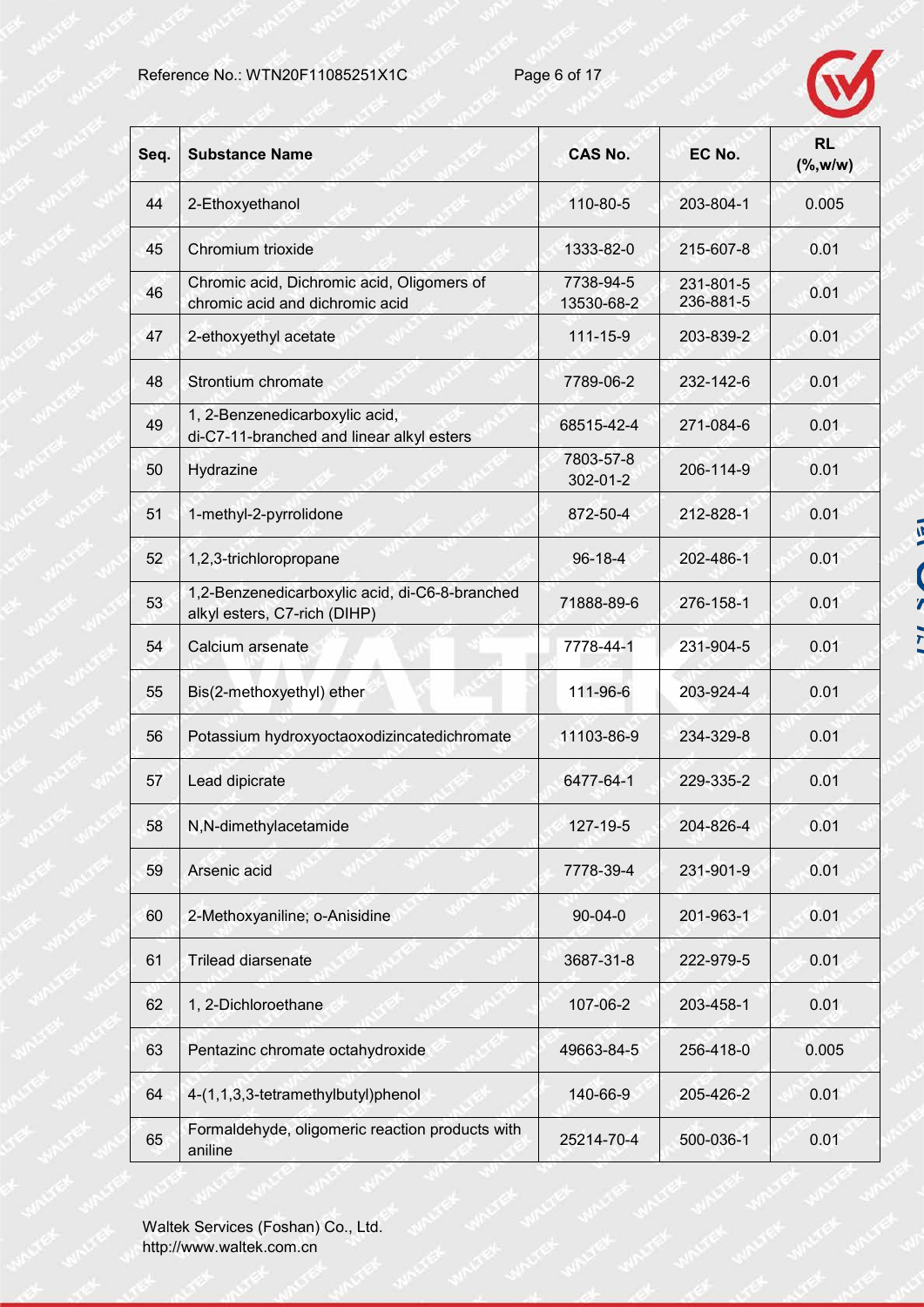| Seq. | Substance Name | CAS No. | EC No. | RL (%,w/w) |
|---|---|---|---|---|
| 44 | 2-Ethoxyethanol | 110-80-5 | 203-804-1 | 0.005 |
| 45 | Chromium trioxide | 1333-82-0 | 215-607-8 | 0.01 |
| 46 | Chromic acid, Dichromic acid, Oligomers of chromic acid and dichromic acid | 7738-94-5 13530-68-2 | 231-801-5 236-881-5 | 0.01 |
| 47 | 2-ethoxyethyl acetate | 111-15-9 | 203-839-2 | 0.01 |
| 48 | Strontium chromate | 7789-06-2 | 232-142-6 | 0.01 |
| 49 | 1, 2-Benzenedicarboxylic acid, di-C7-11-branched and linear alkyl esters | 68515-42-4 | 271-084-6 | 0.01 |
| 50 | Hydrazine | 7803-57-8 302-01-2 | 206-114-9 | 0.01 |
| 51 | 1-methyl-2-pyrrolidone | 872-50-4 | 212-828-1 | 0.01 |
| 52 | 1,2,3-trichloropropane | 96-18-4 | 202-486-1 | 0.01 |
| 53 | 1,2-Benzenedicarboxylic acid, di-C6-8-branched alkyl esters, C7-rich (DIHP) | 71888-89-6 | 276-158-1 | 0.01 |
| 54 | Calcium arsenate | 7778-44-1 | 231-904-5 | 0.01 |
| 55 | Bis(2-methoxyethyl) ether | 111-96-6 | 203-924-4 | 0.01 |
| 56 | Potassium hydroxyoctaoxodizincatedichromate | 11103-86-9 | 234-329-8 | 0.01 |
| 57 | Lead dipicrate | 6477-64-1 | 229-335-2 | 0.01 |
| 58 | N,N-dimethylacetamide | 127-19-5 | 204-826-4 | 0.01 |
| 59 | Arsenic acid | 7778-39-4 | 231-901-9 | 0.01 |
| 60 | 2-Methoxyaniline; o-Anisidine | 90-04-0 | 201-963-1 | 0.01 |
| 61 | Trilead diarsenate | 3687-31-8 | 222-979-5 | 0.01 |
| 62 | 1, 2-Dichloroethane | 107-06-2 | 203-458-1 | 0.01 |
| 63 | Pentazinc chromate octahydroxide | 49663-84-5 | 256-418-0 | 0.005 |
| 64 | 4-(1,1,3,3-tetramethylbutyl)phenol | 140-66-9 | 205-426-2 | 0.01 |
| 65 | Formaldehyde, oligomeric reaction products with aniline | 25214-70-4 | 500-036-1 | 0.01 |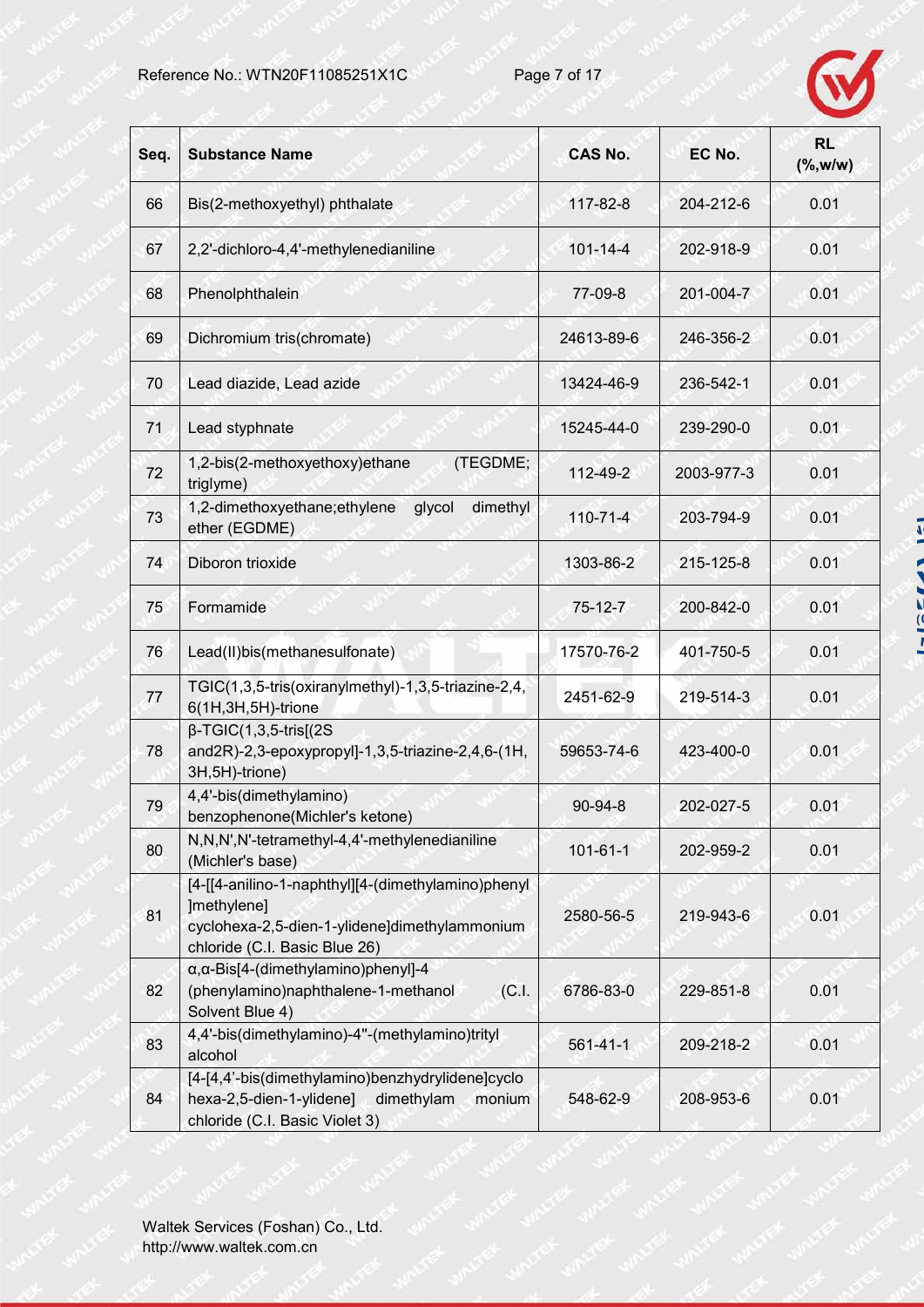| Seq. | Substance Name | CAS No. | EC No. | RL (%,w/w) |
|---|---|---|---|---|
| 66 | Bis(2-methoxyethyl) phthalate | 117-82-8 | 204-212-6 | 0.01 |
| 67 | 2,2'-dichloro-4,4'-methylenedianiline | 101-14-4 | 202-918-9 | 0.01 |
| 68 | Phenolphthalein | 77-09-8 | 201-004-7 | 0.01 |
| 69 | Dichromium tris(chromate) | 24613-89-6 | 246-356-2 | 0.01 |
| 70 | Lead diazide, Lead azide | 13424-46-9 | 236-542-1 | 0.01 |
| 71 | Lead styphnate | 15245-44-0 | 239-290-0 | 0.01 |
| 72 | 1,2-bis(2-methoxyethoxy)ethane (TEGDME; triglyme) | 112-49-2 | 2003-977-3 | 0.01 |
| 73 | 1,2-dimethoxyethane;ethylene glycol dimethyl ether (EGDME) | 110-71-4 | 203-794-9 | 0.01 |
| 74 | Diboron trioxide | 1303-86-2 | 215-125-8 | 0.01 |
| 75 | Formamide | 75-12-7 | 200-842-0 | 0.01 |
| 76 | Lead(II)bis(methanesulfonate) | 17570-76-2 | 401-750-5 | 0.01 |
| 77 | TGIC(1,3,5-tris(oxiranylmethyl)-1,3,5-triazine-2,4,6(1H,3H,5H)-trione | 2451-62-9 | 219-514-3 | 0.01 |
| 78 | β-TGIC(1,3,5-tris[(2S and2R)-2,3-epoxypropyl]-1,3,5-triazine-2,4,6-(1H,3H,5H)-trione) | 59653-74-6 | 423-400-0 | 0.01 |
| 79 | 4,4'-bis(dimethylamino) benzophenone(Michler's ketone) | 90-94-8 | 202-027-5 | 0.01 |
| 80 | N,N,N',N'-tetramethyl-4,4'-methylenedianiline (Michler's base) | 101-61-1 | 202-959-2 | 0.01 |
| 81 | [4-[[4-anilino-1-naphthyl][4-(dimethylamino)phenyl]methylene] cyclohexa-2,5-dien-1-ylidene]dimethylammonium chloride (C.I. Basic Blue 26) | 2580-56-5 | 219-943-6 | 0.01 |
| 82 | α,α-Bis[4-(dimethylamino)phenyl]-4(phenylamino)naphthalene-1-methanol (C.I. Solvent Blue 4) | 6786-83-0 | 229-851-8 | 0.01 |
| 83 | 4,4'-bis(dimethylamino)-4''-(methylamino)trityl alcohol | 561-41-1 | 209-218-2 | 0.01 |
| 84 | [4-[4,4'-bis(dimethylamino)benzhydrylidene]cyclohexa-2,5-dien-1-ylidene] dimethylam monium chloride (C.I. Basic Violet 3) | 548-62-9 | 208-953-6 | 0.01 |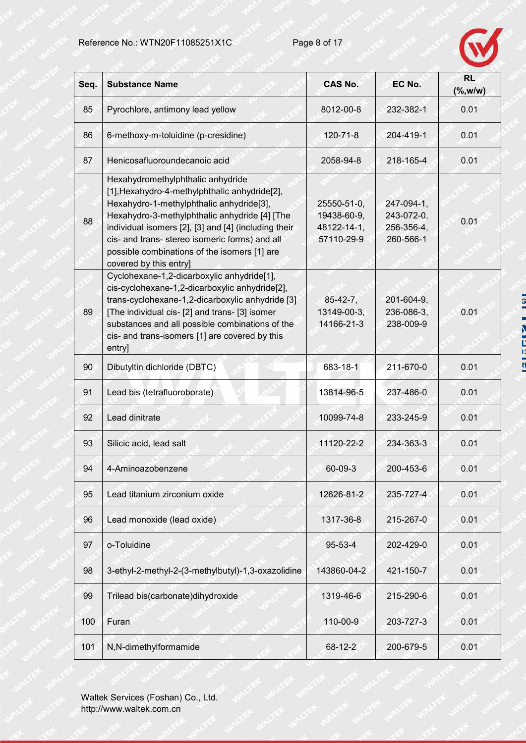| Seq. | Substance Name | CAS No. | EC No. | RL (%,w/w) |
| --- | --- | --- | --- | --- |
| 85 | Pyrochlore, antimony lead yellow | 8012-00-8 | 232-382-1 | 0.01 |
| 86 | 6-methoxy-m-toluidine (p-cresidine) | 120-71-8 | 204-419-1 | 0.01 |
| 87 | Henicosafluoroundecanoic acid | 2058-94-8 | 218-165-4 | 0.01 |
| 88 | Hexahydromethylphthalic anhydride [1],Hexahydro-4-methylphthalic anhydride[2], Hexahydro-1-methylphthalic anhydride[3], Hexahydro-3-methylphthalic anhydride [4] [The individual isomers [2], [3] and [4] (including their cis- and trans- stereo isomeric forms) and all possible combinations of the isomers [1] are covered by this entry] | 25550-51-0, 19438-60-9, 48122-14-1, 57110-29-9 | 247-094-1, 243-072-0, 256-356-4, 260-566-1 | 0.01 |
| 89 | Cyclohexane-1,2-dicarboxylic anhydride[1], cis-cyclohexane-1,2-dicarboxylic anhydride[2], trans-cyclohexane-1,2-dicarboxylic anhydride [3] [The individual cis- [2] and trans- [3] isomer substances and all possible combinations of the cis- and trans-isomers [1] are covered by this entry] | 85-42-7, 13149-00-3, 14166-21-3 | 201-604-9, 236-086-3, 238-009-9 | 0.01 |
| 90 | Dibutyltin dichloride (DBTC) | 683-18-1 | 211-670-0 | 0.01 |
| 91 | Lead bis (tetrafluoroborate) | 13814-96-5 | 237-486-0 | 0.01 |
| 92 | Lead dinitrate | 10099-74-8 | 233-245-9 | 0.01 |
| 93 | Silicic acid, lead salt | 11120-22-2 | 234-363-3 | 0.01 |
| 94 | 4-Aminoazobenzene | 60-09-3 | 200-453-6 | 0.01 |
| 95 | Lead titanium zirconium oxide | 12626-81-2 | 235-727-4 | 0.01 |
| 96 | Lead monoxide (lead oxide) | 1317-36-8 | 215-267-0 | 0.01 |
| 97 | o-Toluidine | 95-53-4 | 202-429-0 | 0.01 |
| 98 | 3-ethyl-2-methyl-2-(3-methylbutyl)-1,3-oxazolidine | 143860-04-2 | 421-150-7 | 0.01 |
| 99 | Trilead bis(carbonate)dihydroxide | 1319-46-6 | 215-290-6 | 0.01 |
| 100 | Furan | 110-00-9 | 203-727-3 | 0.01 |
| 101 | N,N-dimethylformamide | 68-12-2 | 200-679-5 | 0.01 |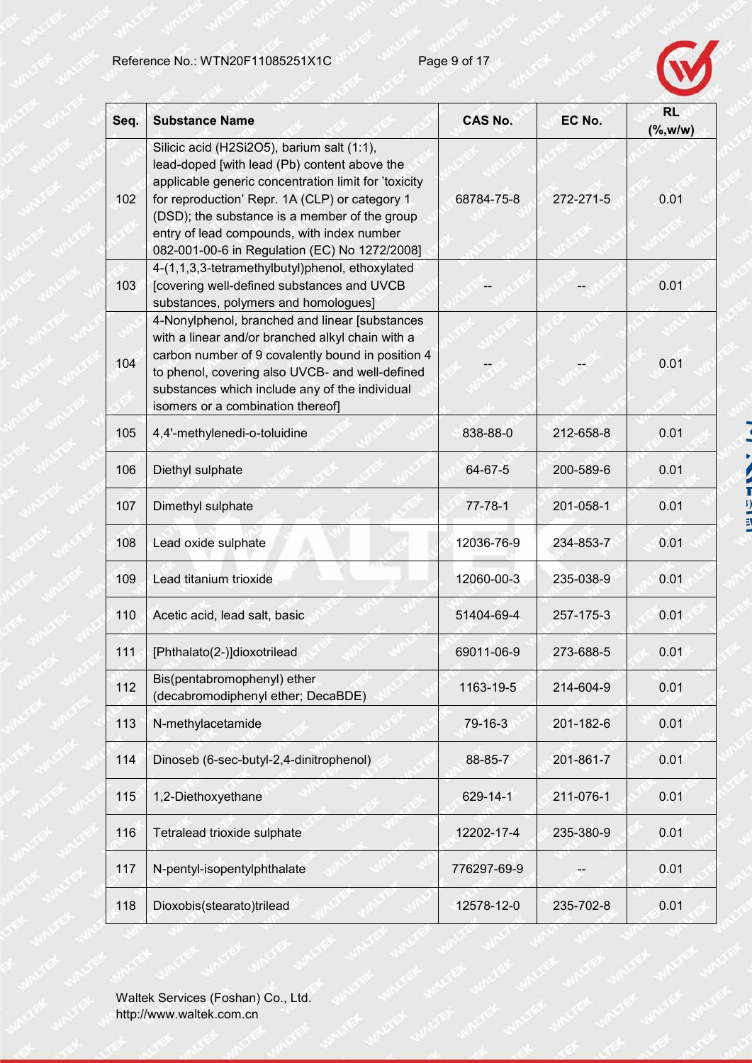| Seq. | Substance Name | CAS No. | EC No. | RL (%,w/w) |
|---|---|---|---|---|
| 102 | Silicic acid (H2Si2O5), barium salt (1:1), lead-doped [with lead (Pb) content above the applicable generic concentration limit for 'toxicity for reproduction' Repr. 1A (CLP) or category 1 (DSD); the substance is a member of the group entry of lead compounds, with index number 082-001-00-6 in Regulation (EC) No 1272/2008] | 68784-75-8 | 272-271-5 | 0.01 |
| 103 | 4-(1,1,3,3-tetramethylbutyl)phenol, ethoxylated [covering well-defined substances and UVCB substances, polymers and homologues] | -- | -- | 0.01 |
| 104 | 4-Nonylphenol, branched and linear [substances with a linear and/or branched alkyl chain with a carbon number of 9 covalently bound in position 4 to phenol, covering also UVCB- and well-defined substances which include any of the individual isomers or a combination thereof] | -- | -- | 0.01 |
| 105 | 4,4'-methylenedi-o-toluidine | 838-88-0 | 212-658-8 | 0.01 |
| 106 | Diethyl sulphate | 64-67-5 | 200-589-6 | 0.01 |
| 107 | Dimethyl sulphate | 77-78-1 | 201-058-1 | 0.01 |
| 108 | Lead oxide sulphate | 12036-76-9 | 234-853-7 | 0.01 |
| 109 | Lead titanium trioxide | 12060-00-3 | 235-038-9 | 0.01 |
| 110 | Acetic acid, lead salt, basic | 51404-69-4 | 257-175-3 | 0.01 |
| 111 | [Phthalato(2-)]dioxotrilead | 69011-06-9 | 273-688-5 | 0.01 |
| 112 | Bis(pentabromophenyl) ether (decabromodiphenyl ether; DecaBDE) | 1163-19-5 | 214-604-9 | 0.01 |
| 113 | N-methylacetamide | 79-16-3 | 201-182-6 | 0.01 |
| 114 | Dinoseb (6-sec-butyl-2,4-dinitrophenol) | 88-85-7 | 201-861-7 | 0.01 |
| 115 | 1,2-Diethoxyethane | 629-14-1 | 211-076-1 | 0.01 |
| 116 | Tetralead trioxide sulphate | 12202-17-4 | 235-380-9 | 0.01 |
| 117 | N-pentyl-isopentylphthalate | 776297-69-9 | -- | 0.01 |
| 118 | Dioxobis(stearato)trilead | 12578-12-0 | 235-702-8 | 0.01 |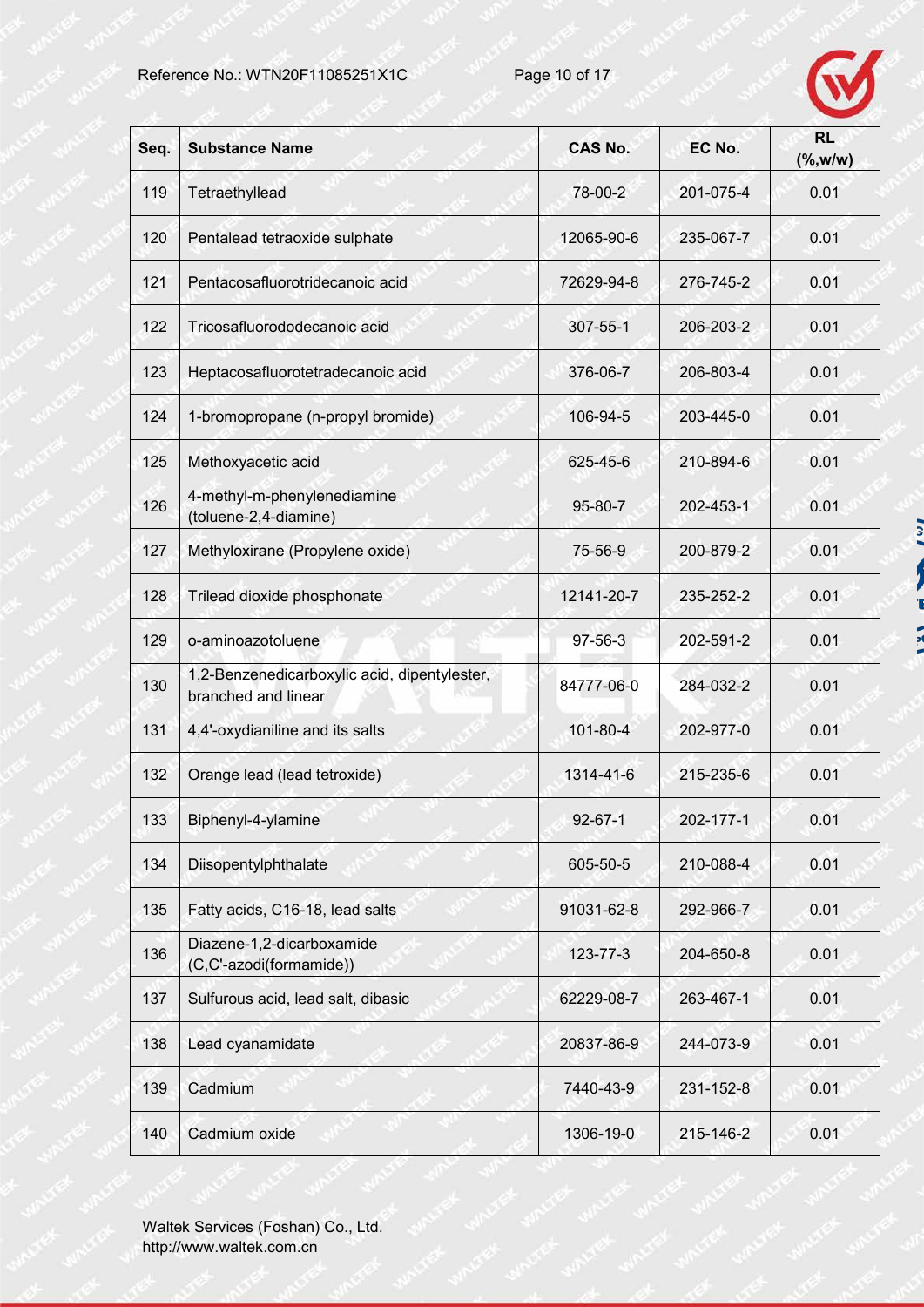| Seq. | Substance Name | CAS No. | EC No. | RL (%,w/w) |
|---|---|---|---|---|
| 119 | Tetraethyllead | 78-00-2 | 201-075-4 | 0.01 |
| 120 | Pentalead tetraoxide sulphate | 12065-90-6 | 235-067-7 | 0.01 |
| 121 | Pentacosafluorotridecanoic acid | 72629-94-8 | 276-745-2 | 0.01 |
| 122 | Tricosafluorododecanoic acid | 307-55-1 | 206-203-2 | 0.01 |
| 123 | Heptacosafluorotetradecanoic acid | 376-06-7 | 206-803-4 | 0.01 |
| 124 | 1-bromopropane (n-propyl bromide) | 106-94-5 | 203-445-0 | 0.01 |
| 125 | Methoxyacetic acid | 625-45-6 | 210-894-6 | 0.01 |
| 126 | 4-methyl-m-phenylenediamine (toluene-2,4-diamine) | 95-80-7 | 202-453-1 | 0.01 |
| 127 | Methyloxirane (Propylene oxide) | 75-56-9 | 200-879-2 | 0.01 |
| 128 | Trilead dioxide phosphonate | 12141-20-7 | 235-252-2 | 0.01 |
| 129 | o-aminoazotoluene | 97-56-3 | 202-591-2 | 0.01 |
| 130 | 1,2-Benzenedicarboxylic acid, dipentylester, branched and linear | 84777-06-0 | 284-032-2 | 0.01 |
| 131 | 4,4'-oxydianiline and its salts | 101-80-4 | 202-977-0 | 0.01 |
| 132 | Orange lead (lead tetroxide) | 1314-41-6 | 215-235-6 | 0.01 |
| 133 | Biphenyl-4-ylamine | 92-67-1 | 202-177-1 | 0.01 |
| 134 | Diisopentylphthalate | 605-50-5 | 210-088-4 | 0.01 |
| 135 | Fatty acids, C16-18, lead salts | 91031-62-8 | 292-966-7 | 0.01 |
| 136 | Diazene-1,2-dicarboxamide (C,C'-azodi(formamide)) | 123-77-3 | 204-650-8 | 0.01 |
| 137 | Sulfurous acid, lead salt, dibasic | 62229-08-7 | 263-467-1 | 0.01 |
| 138 | Lead cyanamidate | 20837-86-9 | 244-073-9 | 0.01 |
| 139 | Cadmium | 7440-43-9 | 231-152-8 | 0.01 |
| 140 | Cadmium oxide | 1306-19-0 | 215-146-2 | 0.01 |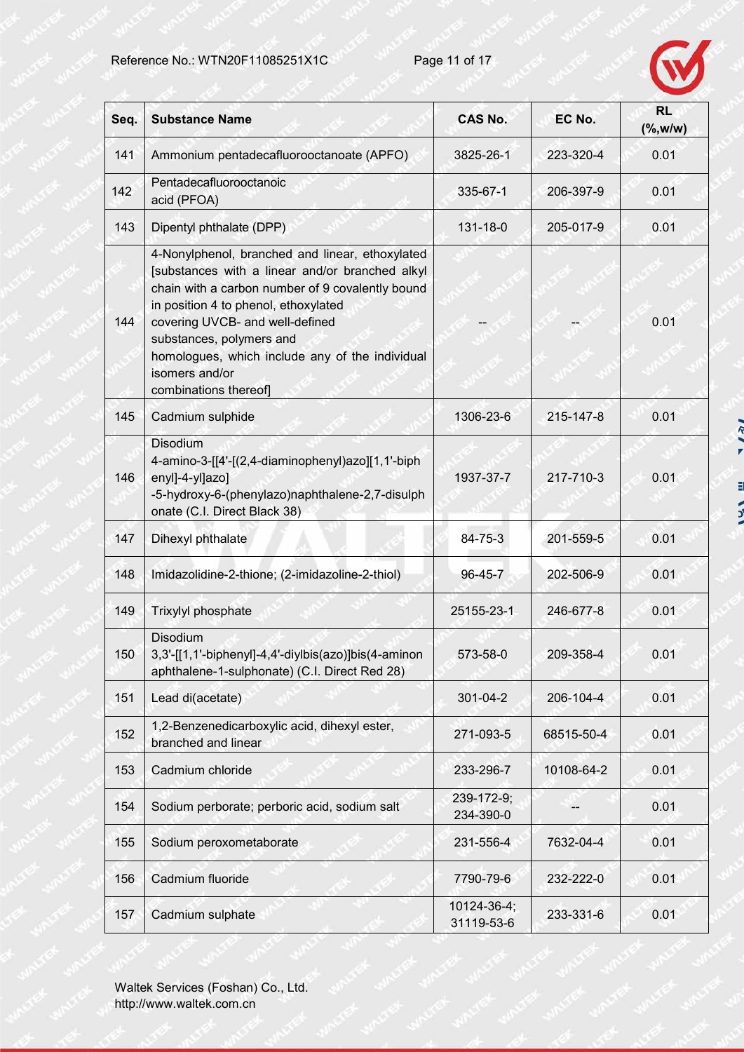| Seq. | Substance Name | CAS No. | EC No. | RL (%,w/w) |
|---|---|---|---|---|
| 141 | Ammonium pentadecafluorooctanoate (APFO) | 3825-26-1 | 223-320-4 | 0.01 |
| 142 | Pentadecafluorooctanoic acid (PFOA) | 335-67-1 | 206-397-9 | 0.01 |
| 143 | Dipentyl phthalate (DPP) | 131-18-0 | 205-017-9 | 0.01 |
| 144 | 4-Nonylphenol, branched and linear, ethoxylated [substances with a linear and/or branched alkyl chain with a carbon number of 9 covalently bound in position 4 to phenol, ethoxylated covering UVCB- and well-defined substances, polymers and homologues, which include any of the individual isomers and/or combinations thereof] | -- | -- | 0.01 |
| 145 | Cadmium sulphide | 1306-23-6 | 215-147-8 | 0.01 |
| 146 | Disodium 4-amino-3-[[4'-[(2,4-diaminophenyl)azo][1,1'-biphenyl]-4-yl]azo] -5-hydroxy-6-(phenylazo)naphthalene-2,7-disulphonate (C.I. Direct Black 38) | 1937-37-7 | 217-710-3 | 0.01 |
| 147 | Dihexyl phthalate | 84-75-3 | 201-559-5 | 0.01 |
| 148 | Imidazolidine-2-thione; (2-imidazoline-2-thiol) | 96-45-7 | 202-506-9 | 0.01 |
| 149 | Trixylyl phosphate | 25155-23-1 | 246-677-8 | 0.01 |
| 150 | Disodium 3,3'-[[1,1'-biphenyl]-4,4'-diylbis(azo)]bis(4-aminonaphthalene-1-sulphonate) (C.I. Direct Red 28) | 573-58-0 | 209-358-4 | 0.01 |
| 151 | Lead di(acetate) | 301-04-2 | 206-104-4 | 0.01 |
| 152 | 1,2-Benzenedicarboxylic acid, dihexyl ester, branched and linear | 271-093-5 | 68515-50-4 | 0.01 |
| 153 | Cadmium chloride | 233-296-7 | 10108-64-2 | 0.01 |
| 154 | Sodium perborate; perboric acid, sodium salt | 239-172-9; 234-390-0 | -- | 0.01 |
| 155 | Sodium peroxometaborate | 231-556-4 | 7632-04-4 | 0.01 |
| 156 | Cadmium fluoride | 7790-79-6 | 232-222-0 | 0.01 |
| 157 | Cadmium sulphate | 10124-36-4; 31119-53-6 | 233-331-6 | 0.01 |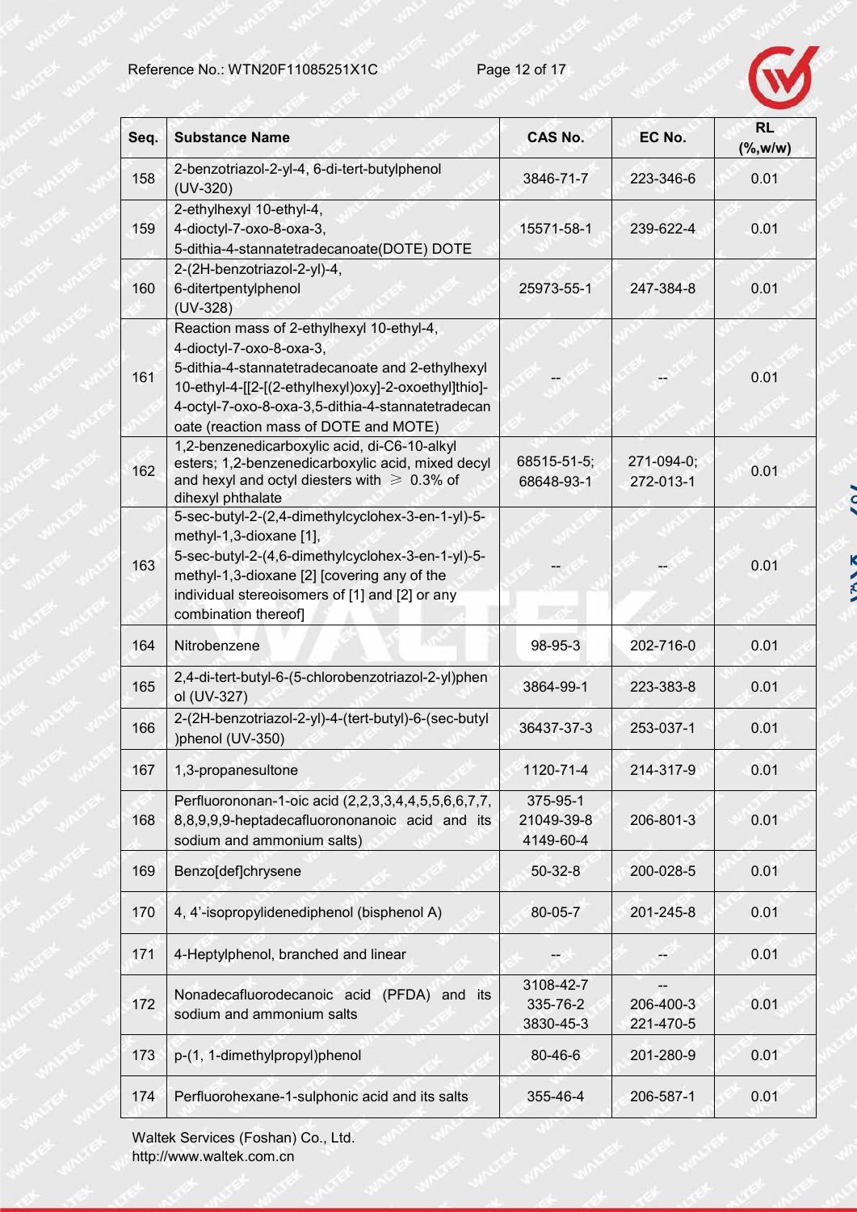| Seq. | Substance Name | CAS No. | EC No. | RL (%,w/w) |
|---|---|---|---|---|
| 158 | 2-benzotriazol-2-yl-4, 6-di-tert-butylphenol (UV-320) | 3846-71-7 | 223-346-6 | 0.01 |
| 159 | 2-ethylhexyl 10-ethyl-4, 4-dioctyl-7-oxo-8-oxa-3, 5-dithia-4-stannatetradecanoate(DOTE) DOTE | 15571-58-1 | 239-622-4 | 0.01 |
| 160 | 2-(2H-benzotriazol-2-yl)-4, 6-ditertpentylphenol (UV-328) | 25973-55-1 | 247-384-8 | 0.01 |
| 161 | Reaction mass of 2-ethylhexyl 10-ethyl-4, 4-dioctyl-7-oxo-8-oxa-3, 5-dithia-4-stannatetradecanoate and 2-ethylhexyl 10-ethyl-4-[[2-[(2-ethylhexyl)oxy]-2-oxoethyl]thio]-4-octyl-7-oxo-8-oxa-3,5-dithia-4-stannatetradecanoate (reaction mass of DOTE and MOTE) | -- | -- | 0.01 |
| 162 | 1,2-benzenedicarboxylic acid, di-C6-10-alkyl esters; 1,2-benzenedicarboxylic acid, mixed decyl and hexyl and octyl diesters with ≥ 0.3% of dihexyl phthalate | 68515-51-5; 68648-93-1 | 271-094-0; 272-013-1 | 0.01 |
| 163 | 5-sec-butyl-2-(2,4-dimethylcyclohex-3-en-1-yl)-5-methyl-1,3-dioxane [1], 5-sec-butyl-2-(4,6-dimethylcyclohex-3-en-1-yl)-5-methyl-1,3-dioxane [2] [covering any of the individual stereoisomers of [1] and [2] or any combination thereof] | -- | -- | 0.01 |
| 164 | Nitrobenzene | 98-95-3 | 202-716-0 | 0.01 |
| 165 | 2,4-di-tert-butyl-6-(5-chlorobenzotriazol-2-yl)phenol (UV-327) | 3864-99-1 | 223-383-8 | 0.01 |
| 166 | 2-(2H-benzotriazol-2-yl)-4-(tert-butyl)-6-(sec-butyl)phenol (UV-350) | 36437-37-3 | 253-037-1 | 0.01 |
| 167 | 1,3-propanesultone | 1120-71-4 | 214-317-9 | 0.01 |
| 168 | Perfluorononan-1-oic acid (2,2,3,3,4,4,5,5,6,6,7,7,8,8,9,9,9-heptadecafluorononanoic acid and its sodium and ammonium salts) | 375-95-1 21049-39-8 4149-60-4 | 206-801-3 | 0.01 |
| 169 | Benzo[def]chrysene | 50-32-8 | 200-028-5 | 0.01 |
| 170 | 4, 4'-isopropylidenediphenol (bisphenol A) | 80-05-7 | 201-245-8 | 0.01 |
| 171 | 4-Heptylphenol, branched and linear | -- | -- | 0.01 |
| 172 | Nonadecafluorodecanoic acid (PFDA) and its sodium and ammonium salts | 3108-42-7 335-76-2 3830-45-3 | -- 206-400-3 221-470-5 | 0.01 |
| 173 | p-(1, 1-dimethylpropyl)phenol | 80-46-6 | 201-280-9 | 0.01 |
| 174 | Perfluorohexane-1-sulphonic acid and its salts | 355-46-4 | 206-587-1 | 0.01 |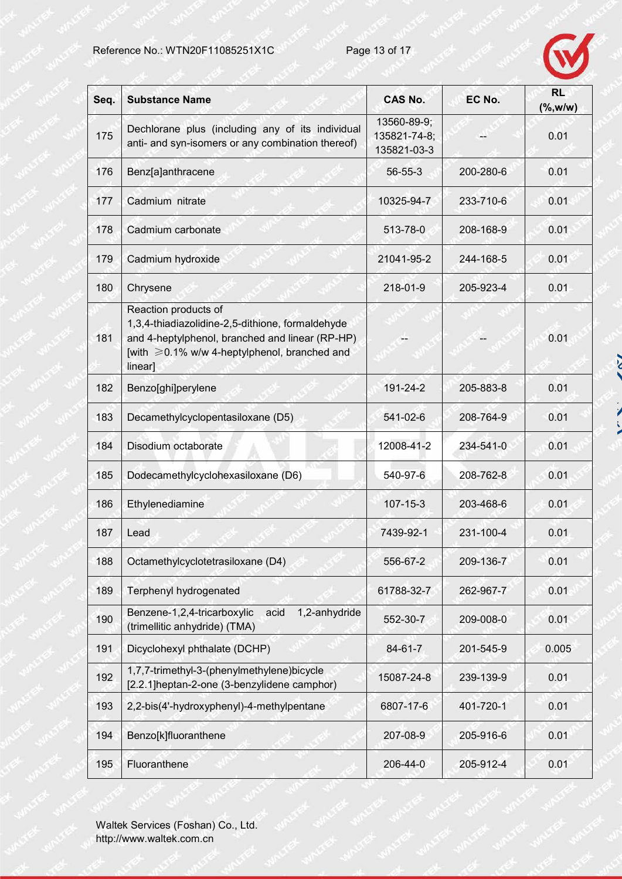| Seq. | Substance Name | CAS No. | EC No. | RL (%,w/w) |
|---|---|---|---|---|
| 175 | Dechlorane plus (including any of its individual anti- and syn-isomers or any combination thereof) | 13560-89-9; 135821-74-8; 135821-03-3 | -- | 0.01 |
| 176 | Benz[a]anthracene | 56-55-3 | 200-280-6 | 0.01 |
| 177 | Cadmium nitrate | 10325-94-7 | 233-710-6 | 0.01 |
| 178 | Cadmium carbonate | 513-78-0 | 208-168-9 | 0.01 |
| 179 | Cadmium hydroxide | 21041-95-2 | 244-168-5 | 0.01 |
| 180 | Chrysene | 218-01-9 | 205-923-4 | 0.01 |
| 181 | Reaction products of 1,3,4-thiadiazolidine-2,5-dithione, formaldehyde and 4-heptylphenol, branched and linear (RP-HP) [with ≥0.1% w/w 4-heptylphenol, branched and linear] | -- | -- | 0.01 |
| 182 | Benzo[ghi]perylene | 191-24-2 | 205-883-8 | 0.01 |
| 183 | Decamethylcyclopentasiloxane (D5) | 541-02-6 | 208-764-9 | 0.01 |
| 184 | Disodium octaborate | 12008-41-2 | 234-541-0 | 0.01 |
| 185 | Dodecamethylcyclohexasiloxane (D6) | 540-97-6 | 208-762-8 | 0.01 |
| 186 | Ethylenediamine | 107-15-3 | 203-468-6 | 0.01 |
| 187 | Lead | 7439-92-1 | 231-100-4 | 0.01 |
| 188 | Octamethylcyclotetrasiloxane (D4) | 556-67-2 | 209-136-7 | 0.01 |
| 189 | Terphenyl hydrogenated | 61788-32-7 | 262-967-7 | 0.01 |
| 190 | Benzene-1,2,4-tricarboxylic acid 1,2-anhydride (trimellitic anhydride) (TMA) | 552-30-7 | 209-008-0 | 0.01 |
| 191 | Dicyclohexyl phthalate (DCHP) | 84-61-7 | 201-545-9 | 0.005 |
| 192 | 1,7,7-trimethyl-3-(phenylmethylene)bicycle [2.2.1]heptan-2-one (3-benzylidene camphor) | 15087-24-8 | 239-139-9 | 0.01 |
| 193 | 2,2-bis(4'-hydroxyphenyl)-4-methylpentane | 6807-17-6 | 401-720-1 | 0.01 |
| 194 | Benzo[k]fluoranthene | 207-08-9 | 205-916-6 | 0.01 |
| 195 | Fluoranthene | 206-44-0 | 205-912-4 | 0.01 |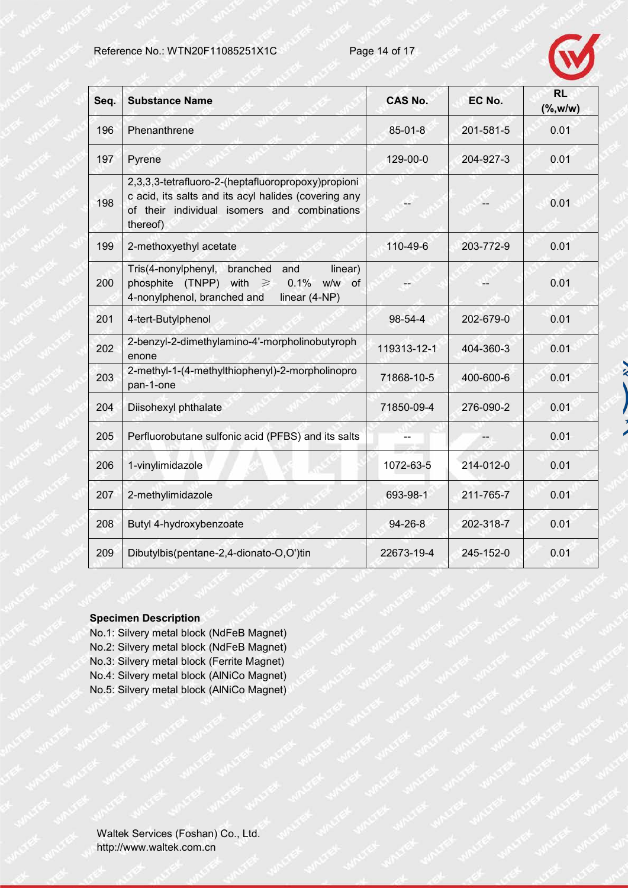| Seq. | Substance Name | CAS No. | EC No. | RL (%,w/w) |
|---|---|---|---|---|
| 196 | Phenanthrene | 85-01-8 | 201-581-5 | 0.01 |
| 197 | Pyrene | 129-00-0 | 204-927-3 | 0.01 |
| 198 | 2,3,3,3-tetrafluoro-2-(heptafluoropropoxy)propionic acid, its salts and its acyl halides (covering any of their individual isomers and combinations thereof) | -- | -- | 0.01 |
| 199 | 2-methoxyethyl acetate | 110-49-6 | 203-772-9 | 0.01 |
| 200 | Tris(4-nonylphenyl, branched and linear) phosphite (TNPP) with ⩾ 0.1% w/w of 4-nonylphenol, branched and linear (4-NP) | -- | -- | 0.01 |
| 201 | 4-tert-Butylphenol | 98-54-4 | 202-679-0 | 0.01 |
| 202 | 2-benzyl-2-dimethylamino-4'-morpholinobutyrophenone | 119313-12-1 | 404-360-3 | 0.01 |
| 203 | 2-methyl-1-(4-methylthiophenyl)-2-morpholinopropan-1-one | 71868-10-5 | 400-600-6 | 0.01 |
| 204 | Diisohexyl phthalate | 71850-09-4 | 276-090-2 | 0.01 |
| 205 | Perfluorobutane sulfonic acid (PFBS) and its salts | -- | -- | 0.01 |
| 206 | 1-vinylimidazole | 1072-63-5 | 214-012-0 | 0.01 |
| 207 | 2-methylimidazole | 693-98-1 | 211-765-7 | 0.01 |
| 208 | Butyl 4-hydroxybenzoate | 94-26-8 | 202-318-7 | 0.01 |
| 209 | Dibutylbis(pentane-2,4-dionato-O,O')tin | 22673-19-4 | 245-152-0 | 0.01 |

**Specimen Description**

No.1: Silvery metal block (NdFeB Magnet)
No.2: Silvery metal block (NdFeB Magnet)
No.3: Silvery metal block (Ferrite Magnet)
No.4: Silvery metal block (AlNiCo Magnet)
No.5: Silvery metal block (AlNiCo Magnet)